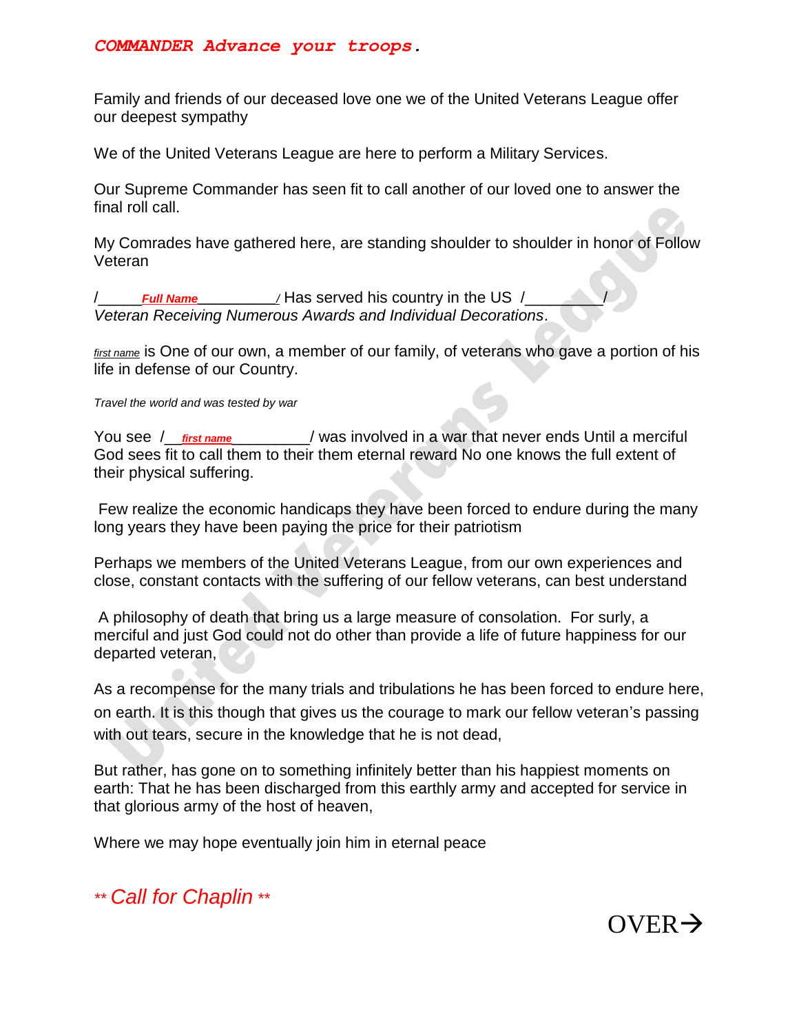***COMMANDER Advance your troops.***

Family and friends of our deceased love one we of the United Veterans League offer our deepest sympathy

We of the United Veterans League are here to perform a Military Services.

Our Supreme Commander has seen fit to call another of our loved one to answer the final roll call.

My Comrades have gathered here, are standing shoulder to shoulder in honor of Follow Veteran

/_____***Full Name***__________/ Has served his country in the US /_________/ *Veteran Receiving Numerous Awards and Individual Decorations*.

*first name* is One of our own, a member of our family, of veterans who gave a portion of his life in defense of our Country.

*Travel the world and was tested by war*

You see /__***first name***__________/ was involved in a war that never ends Until a merciful God sees fit to call them to their them eternal reward No one knows the full extent of their physical suffering.

Few realize the economic handicaps they have been forced to endure during the many long years they have been paying the price for their patriotism

Perhaps we members of the United Veterans League, from our own experiences and close, constant contacts with the suffering of our fellow veterans, can best understand

A philosophy of death that bring us a large measure of consolation. For surly, a merciful and just God could not do other than provide a life of future happiness for our departed veteran,

As a recompense for the many trials and tribulations he has been forced to endure here, on earth. It is this though that gives us the courage to mark our fellow veteran's passing with out tears, secure in the knowledge that he is not dead,

But rather, has gone on to something infinitely better than his happiest moments on earth: That he has been discharged from this earthly army and accepted for service in that glorious army of the host of heaven,

Where we may hope eventually join him in eternal peace

*** Call for Chaplin ***

OVER→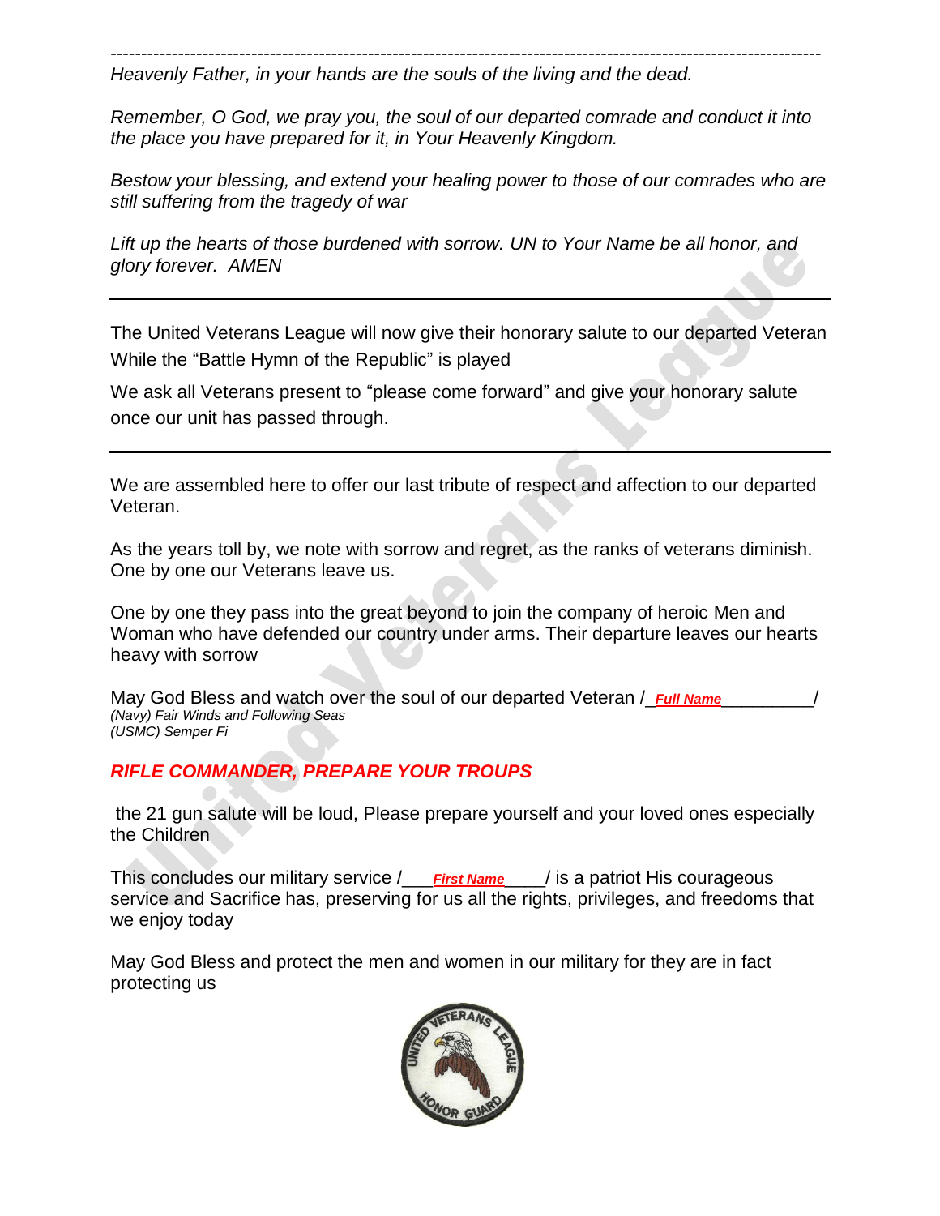---

*Heavenly Father, in your hands are the souls of the living and the dead.*

*Remember, O God, we pray you, the soul of our departed comrade and conduct it into the place you have prepared for it, in Your Heavenly Kingdom.*

*Bestow your blessing, and extend your healing power to those of our comrades who are still suffering from the tragedy of war*

*Lift up the hearts of those burdened with sorrow. UN to Your Name be all honor, and glory forever. AMEN*

---

The United Veterans League will now give their honorary salute to our departed Veteran While the "Battle Hymn of the Republic" is played

We ask all Veterans present to "please come forward" and give your honorary salute once our unit has passed through.

---

We are assembled here to offer our last tribute of respect and affection to our departed Veteran.

As the years toll by, we note with sorrow and regret, as the ranks of veterans diminish. One by one our Veterans leave us.

One by one they pass into the great beyond to join the company of heroic Men and Woman who have defended our country under arms. Their departure leaves our hearts heavy with sorrow

May God Bless and watch over the soul of our departed Veteran /_***Full Name***_________/
*(Navy) Fair Winds and Following Seas*
*(USMC) Semper Fi*

***RIFLE COMMANDER, PREPARE YOUR TROUPS***

the 21 gun salute will be loud, Please prepare yourself and your loved ones especially the Children

This concludes our military service /___***First Name***____/ is a patriot His courageous service and Sacrifice has, preserving for us all the rights, privileges, and freedoms that we enjoy today

May God Bless and protect the men and women in our military for they are in fact protecting us